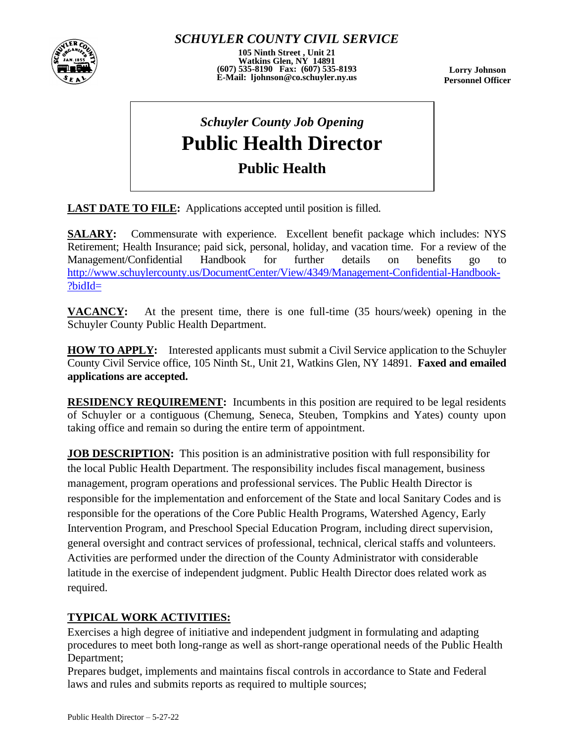# *SCHUYLER COUNTY CIVIL SERVICE*

**105 Ninth Street , Unit 21**
**Watkins Glen, NY 14891**
**(607) 535-8190 Fax: (607) 535-8193**
**E-Mail: ljohnson@co.schuyler.ny.us**

**Lorry Johnson**
**Personnel Officer**

## *Schuyler County Job Opening*

# Public Health Director

## Public Health

**LAST DATE TO FILE:** Applications accepted until position is filled.

**SALARY:** Commensurate with experience. Excellent benefit package which includes: NYS Retirement; Health Insurance; paid sick, personal, holiday, and vacation time. For a review of the Management/Confidential Handbook for further details on benefits go to http://www.schuylercounty.us/DocumentCenter/View/4349/Management-Confidential-Handbook-?bidId=

**VACANCY:** At the present time, there is one full-time (35 hours/week) opening in the Schuyler County Public Health Department.

**HOW TO APPLY:** Interested applicants must submit a Civil Service application to the Schuyler County Civil Service office, 105 Ninth St., Unit 21, Watkins Glen, NY 14891. **Faxed and emailed applications are accepted.**

**RESIDENCY REQUIREMENT:** Incumbents in this position are required to be legal residents of Schuyler or a contiguous (Chemung, Seneca, Steuben, Tompkins and Yates) county upon taking office and remain so during the entire term of appointment.

**JOB DESCRIPTION:** This position is an administrative position with full responsibility for the local Public Health Department. The responsibility includes fiscal management, business management, program operations and professional services. The Public Health Director is responsible for the implementation and enforcement of the State and local Sanitary Codes and is responsible for the operations of the Core Public Health Programs, Watershed Agency, Early Intervention Program, and Preschool Special Education Program, including direct supervision, general oversight and contract services of professional, technical, clerical staffs and volunteers. Activities are performed under the direction of the County Administrator with considerable latitude in the exercise of independent judgment. Public Health Director does related work as required.

**TYPICAL WORK ACTIVITIES:**

Exercises a high degree of initiative and independent judgment in formulating and adapting procedures to meet both long-range as well as short-range operational needs of the Public Health Department;

Prepares budget, implements and maintains fiscal controls in accordance to State and Federal laws and rules and submits reports as required to multiple sources;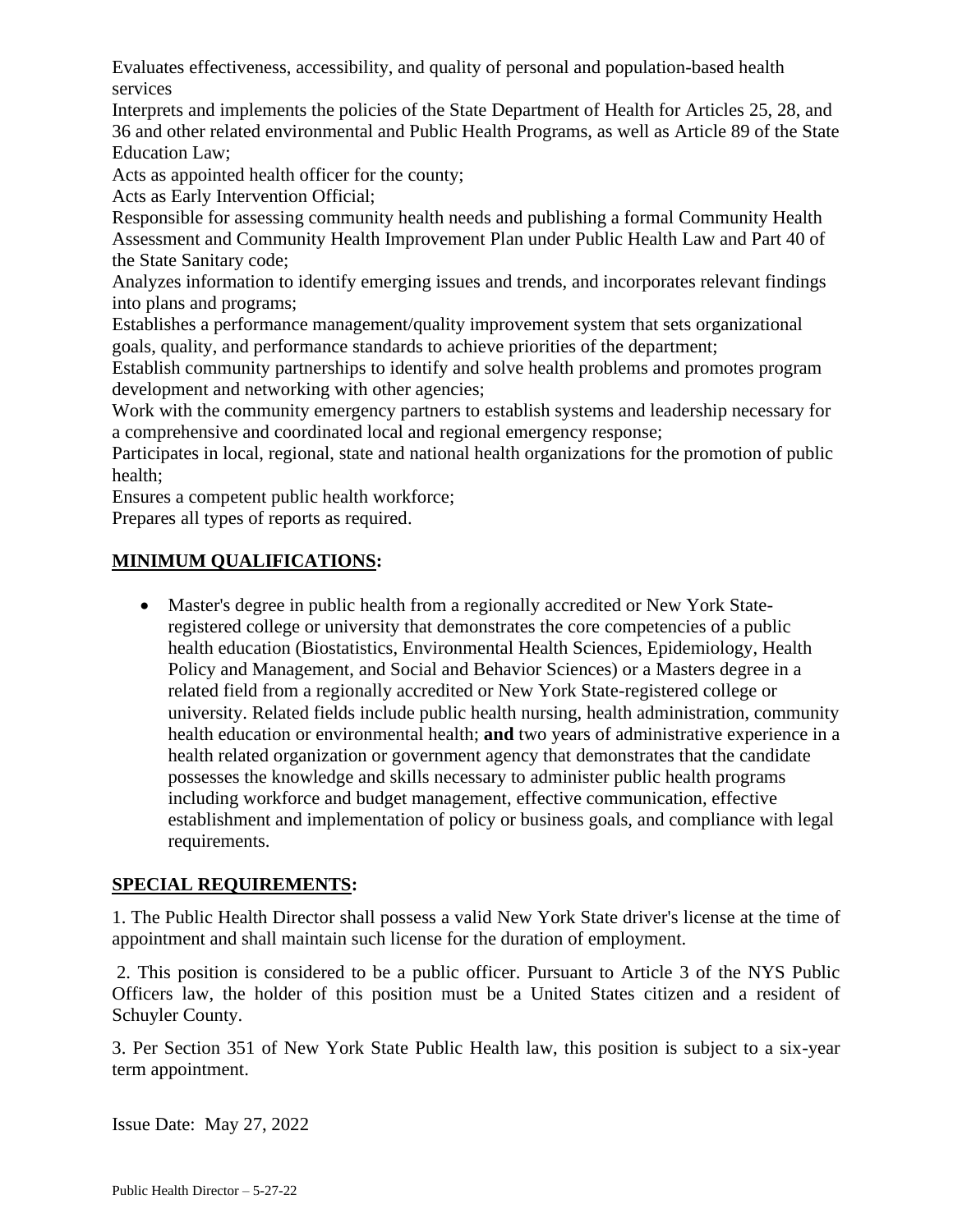Evaluates effectiveness, accessibility, and quality of personal and population-based health services

Interprets and implements the policies of the State Department of Health for Articles 25, 28, and 36 and other related environmental and Public Health Programs, as well as Article 89 of the State Education Law;

Acts as appointed health officer for the county;

Acts as Early Intervention Official;

Responsible for assessing community health needs and publishing a formal Community Health Assessment and Community Health Improvement Plan under Public Health Law and Part 40 of the State Sanitary code;

Analyzes information to identify emerging issues and trends, and incorporates relevant findings into plans and programs;

Establishes a performance management/quality improvement system that sets organizational goals, quality, and performance standards to achieve priorities of the department;

Establish community partnerships to identify and solve health problems and promotes program development and networking with other agencies;

Work with the community emergency partners to establish systems and leadership necessary for a comprehensive and coordinated local and regional emergency response;

Participates in local, regional, state and national health organizations for the promotion of public health;

Ensures a competent public health workforce;

Prepares all types of reports as required.

## MINIMUM QUALIFICATIONS:

- Master's degree in public health from a regionally accredited or New York State-registered college or university that demonstrates the core competencies of a public health education (Biostatistics, Environmental Health Sciences, Epidemiology, Health Policy and Management, and Social and Behavior Sciences) or a Masters degree in a related field from a regionally accredited or New York State-registered college or university. Related fields include public health nursing, health administration, community health education or environmental health; **and** two years of administrative experience in a health related organization or government agency that demonstrates that the candidate possesses the knowledge and skills necessary to administer public health programs including workforce and budget management, effective communication, effective establishment and implementation of policy or business goals, and compliance with legal requirements.

## SPECIAL REQUIREMENTS:

1. The Public Health Director shall possess a valid New York State driver's license at the time of appointment and shall maintain such license for the duration of employment.

2. This position is considered to be a public officer. Pursuant to Article 3 of the NYS Public Officers law, the holder of this position must be a United States citizen and a resident of Schuyler County.

3. Per Section 351 of New York State Public Health law, this position is subject to a six-year term appointment.

Issue Date: May 27, 2022